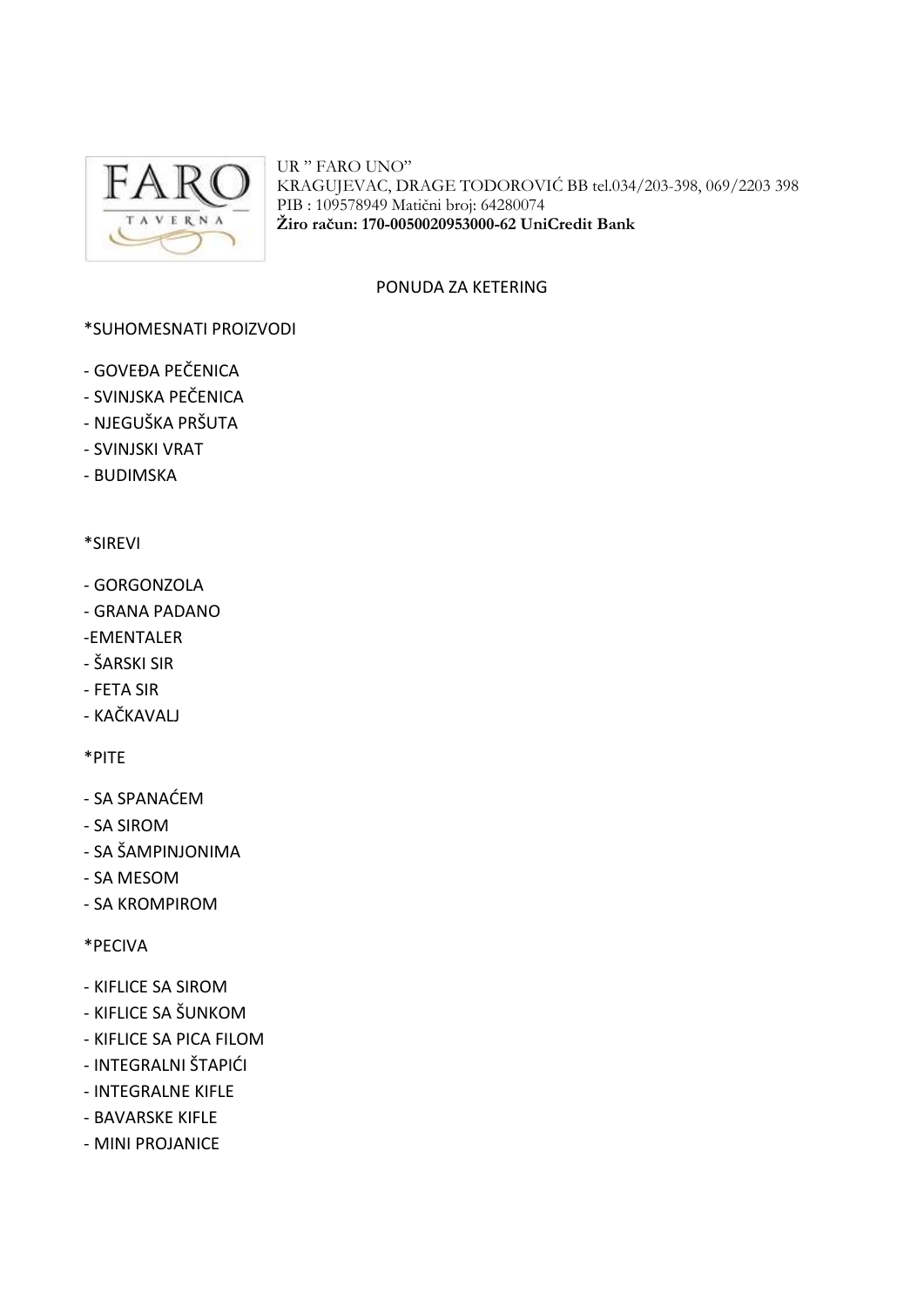UR " FARO UNO"
KRAGUJEVAC, DRAGE TODOROVIĆ BB tel.034/203-398, 069/2203 398
PIB : 109578949 Matični broj: 64280074
**Žiro račun: 170-0050020953000-62 UniCredit Bank**

# PONUDA ZA KETERING

*SUHOMESNATI PROIZVODI

- GOVEĐA PEČENICA
- SVINJSKA PEČENICA
- NJEGUŠKA PRŠUTA
- SVINJSKI VRAT
- BUDIMSKA

*SIREVI

- GORGONZOLA
- GRANA PADANO
- EMENTALER
- ŠARSKI SIR
- FETA SIR
- KAČKAVALJ

*PITE

- SA SPANAĆEM
- SA SIROM
- SA ŠAMPINJONIMA
- SA MESOM
- SA KROMPIROM

*PECIVA

- KIFLICE SA SIROM
- KIFLICE SA ŠUNKOM
- KIFLICE SA PICA FILOM
- INTEGRALNI ŠTAPIĆI
- INTEGRALNE KIFLE
- BAVARSKE KIFLE
- MINI PROJANICE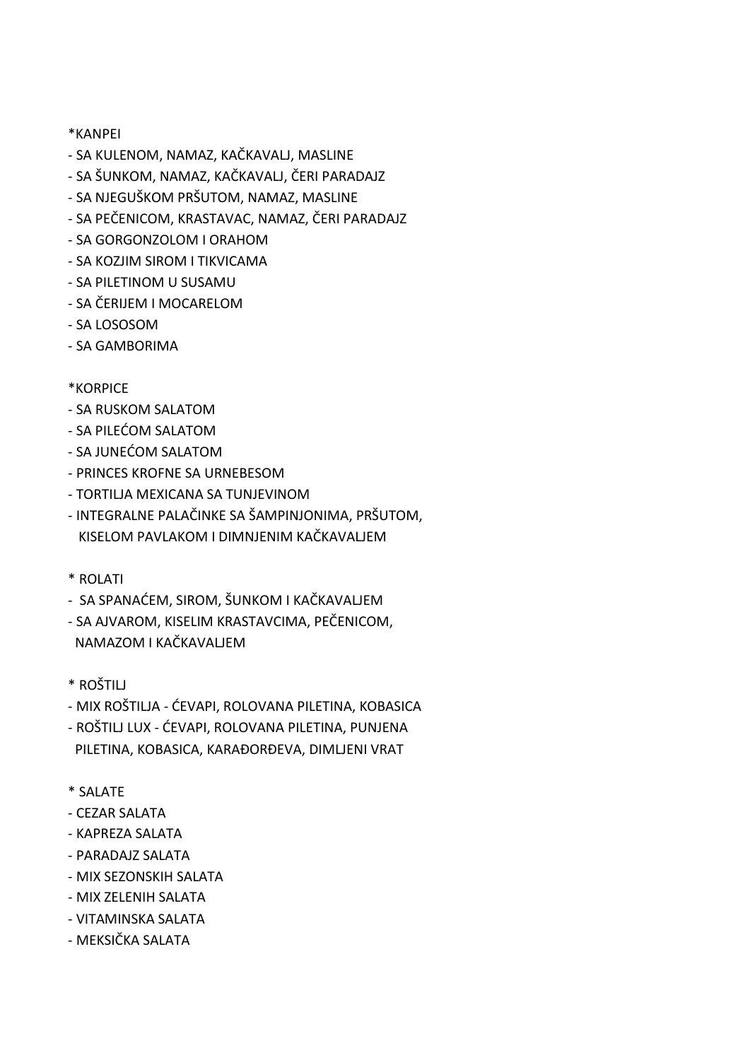*KANPEI

- SA KULENOM, NAMAZ, KAČKAVALJ, MASLINE
- SA ŠUNKOM, NAMAZ, KAČKAVALJ, ČERI PARADAJZ
- SA NJEGUŠKOM PRŠUTOM, NAMAZ, MASLINE
- SA PEČENICOM, KRASTAVAC, NAMAZ, ČERI PARADAJZ
- SA GORGONZOLOM I ORAHOM
- SA KOZJIM SIROM I TIKVICAMA
- SA PILETINOM U SUSAMU
- SA ČERIJEM I MOCARELOM
- SA LOSOSOM
- SA GAMBORIMA

*KORPICE

- SA RUSKOM SALATOM
- SA PILEĆOM SALATOM
- SA JUNEĆOM SALATOM
- PRINCES KROFNE SA URNEBESOM
- TORTILJA MEXICANA SA TUNJEVINOM
- INTEGRALNE PALAČINKE SA ŠAMPINJONIMA, PRŠUTOM, KISELOM PAVLAKOM I DIMNJENIM KAČKAVALJEM

* ROLATI

- SA SPANAĆEM, SIROM, ŠUNKOM I KAČKAVALJEM
- SA AJVAROM, KISELIM KRASTAVCIMA, PEČENICOM, NAMAZOM I KAČKAVALJEM

* ROŠTILJ

- MIX ROŠTILJA - ĆEVAPI, ROLOVANA PILETINA, KOBASICA
- ROŠTILJ LUX - ĆEVAPI, ROLOVANA PILETINA, PUNJENA PILETINA, KOBASICA, KARAĐORĐEVA, DIMLJENI VRAT

* SALATE

- CEZAR SALATA
- KAPREZA SALATA
- PARADAJZ SALATA
- MIX SEZONSKIH SALATA
- MIX ZELENIH SALATA
- VITAMINSKA SALATA
- MEKSIČKA SALATA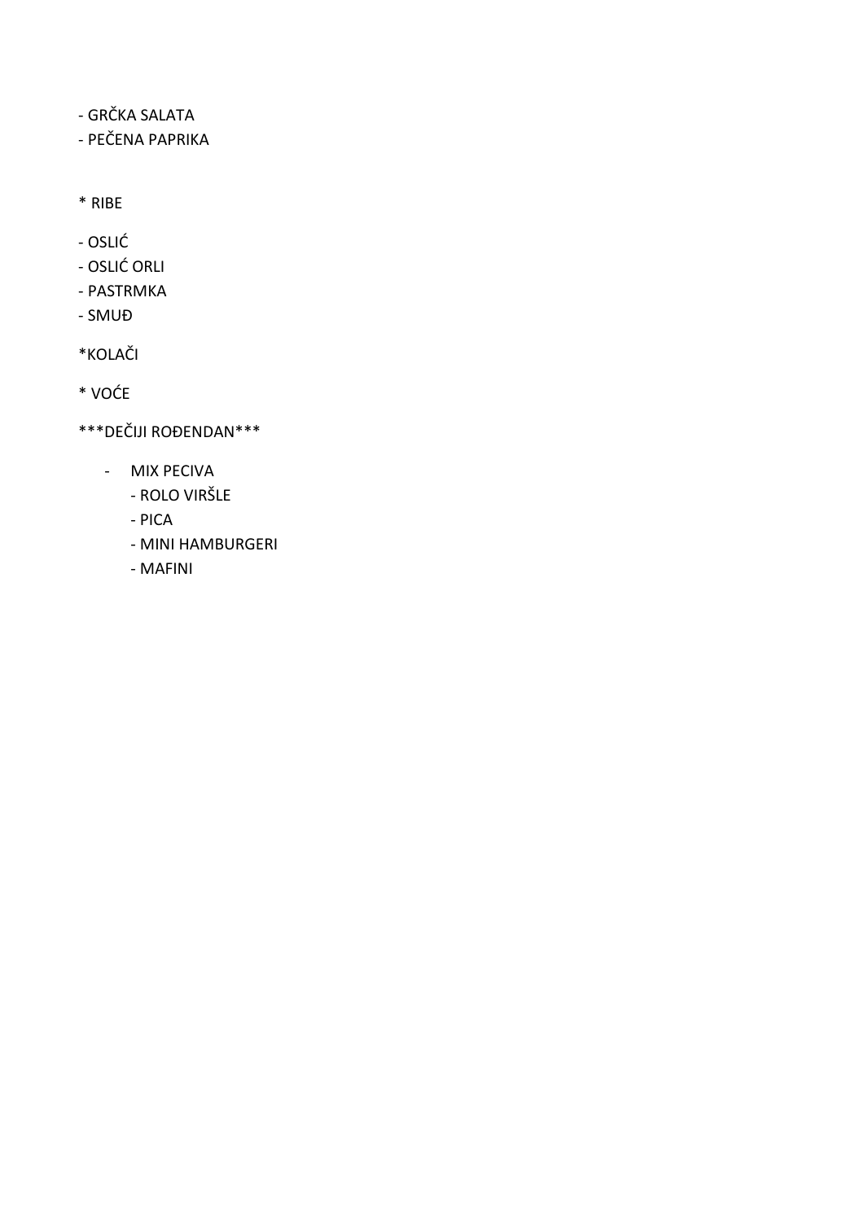- GRČKA SALATA
- PEČENA PAPRIKA

* RIBE

- OSLIĆ
- OSLIĆ ORLI
- PASTRMKA
- SMUĐ

*KOLAČI

* VOĆE

***DEČIJI ROĐENDAN***

- MIX PECIVA
  - ROLO VIRŠLE
  - PICA
  - MINI HAMBURGERI
  - MAFINI